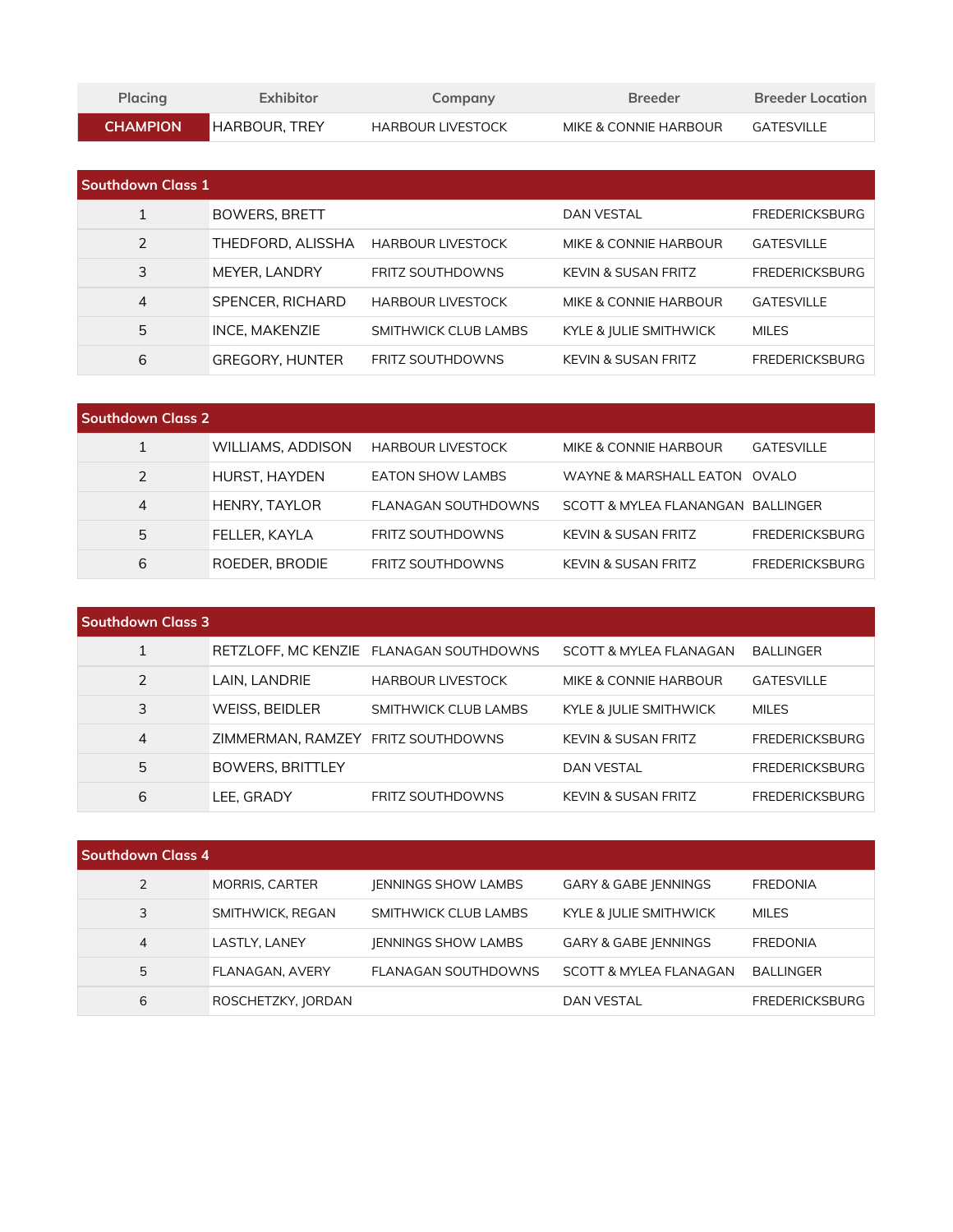| Placing | Exhibitor | Company | Breeder | Breeder Location |
|---|---|---|---|---|
| CHAMPION | HARBOUR, TREY | HARBOUR LIVESTOCK | MIKE & CONNIE HARBOUR | GATESVILLE |

| Southdown Class 1 | | | | |
|---|---|---|---|---|
| 1 | BOWERS, BRETT | | DAN VESTAL | FREDERICKSBURG |
| 2 | THEDFORD, ALISSHA | HARBOUR LIVESTOCK | MIKE & CONNIE HARBOUR | GATESVILLE |
| 3 | MEYER, LANDRY | FRITZ SOUTHDOWNS | KEVIN & SUSAN FRITZ | FREDERICKSBURG |
| 4 | SPENCER, RICHARD | HARBOUR LIVESTOCK | MIKE & CONNIE HARBOUR | GATESVILLE |
| 5 | INCE, MAKENZIE | SMITHWICK CLUB LAMBS | KYLE & JULIE SMITHWICK | MILES |
| 6 | GREGORY, HUNTER | FRITZ SOUTHDOWNS | KEVIN & SUSAN FRITZ | FREDERICKSBURG |

| Southdown Class 2 | | | | |
|---|---|---|---|---|
| 1 | WILLIAMS, ADDISON | HARBOUR LIVESTOCK | MIKE & CONNIE HARBOUR | GATESVILLE |
| 2 | HURST, HAYDEN | EATON SHOW LAMBS | WAYNE & MARSHALL EATON | OVALO |
| 4 | HENRY, TAYLOR | FLANAGAN SOUTHDOWNS | SCOTT & MYLEA FLANANGAN | BALLINGER |
| 5 | FELLER, KAYLA | FRITZ SOUTHDOWNS | KEVIN & SUSAN FRITZ | FREDERICKSBURG |
| 6 | ROEDER, BRODIE | FRITZ SOUTHDOWNS | KEVIN & SUSAN FRITZ | FREDERICKSBURG |

| Southdown Class 3 | | | | |
|---|---|---|---|---|
| 1 | RETZLOFF, MC KENZIE | FLANAGAN SOUTHDOWNS | SCOTT & MYLEA FLANAGAN | BALLINGER |
| 2 | LAIN, LANDRIE | HARBOUR LIVESTOCK | MIKE & CONNIE HARBOUR | GATESVILLE |
| 3 | WEISS, BEIDLER | SMITHWICK CLUB LAMBS | KYLE & JULIE SMITHWICK | MILES |
| 4 | ZIMMERMAN, RAMZEY | FRITZ SOUTHDOWNS | KEVIN & SUSAN FRITZ | FREDERICKSBURG |
| 5 | BOWERS, BRITTLEY | | DAN VESTAL | FREDERICKSBURG |
| 6 | LEE, GRADY | FRITZ SOUTHDOWNS | KEVIN & SUSAN FRITZ | FREDERICKSBURG |

| Southdown Class 4 | | | | |
|---|---|---|---|---|
| 2 | MORRIS, CARTER | JENNINGS SHOW LAMBS | GARY & GABE JENNINGS | FREDONIA |
| 3 | SMITHWICK, REGAN | SMITHWICK CLUB LAMBS | KYLE & JULIE SMITHWICK | MILES |
| 4 | LASTLY, LANEY | JENNINGS SHOW LAMBS | GARY & GABE JENNINGS | FREDONIA |
| 5 | FLANAGAN, AVERY | FLANAGAN SOUTHDOWNS | SCOTT & MYLEA FLANAGAN | BALLINGER |
| 6 | ROSCHETZKY, JORDAN | | DAN VESTAL | FREDERICKSBURG |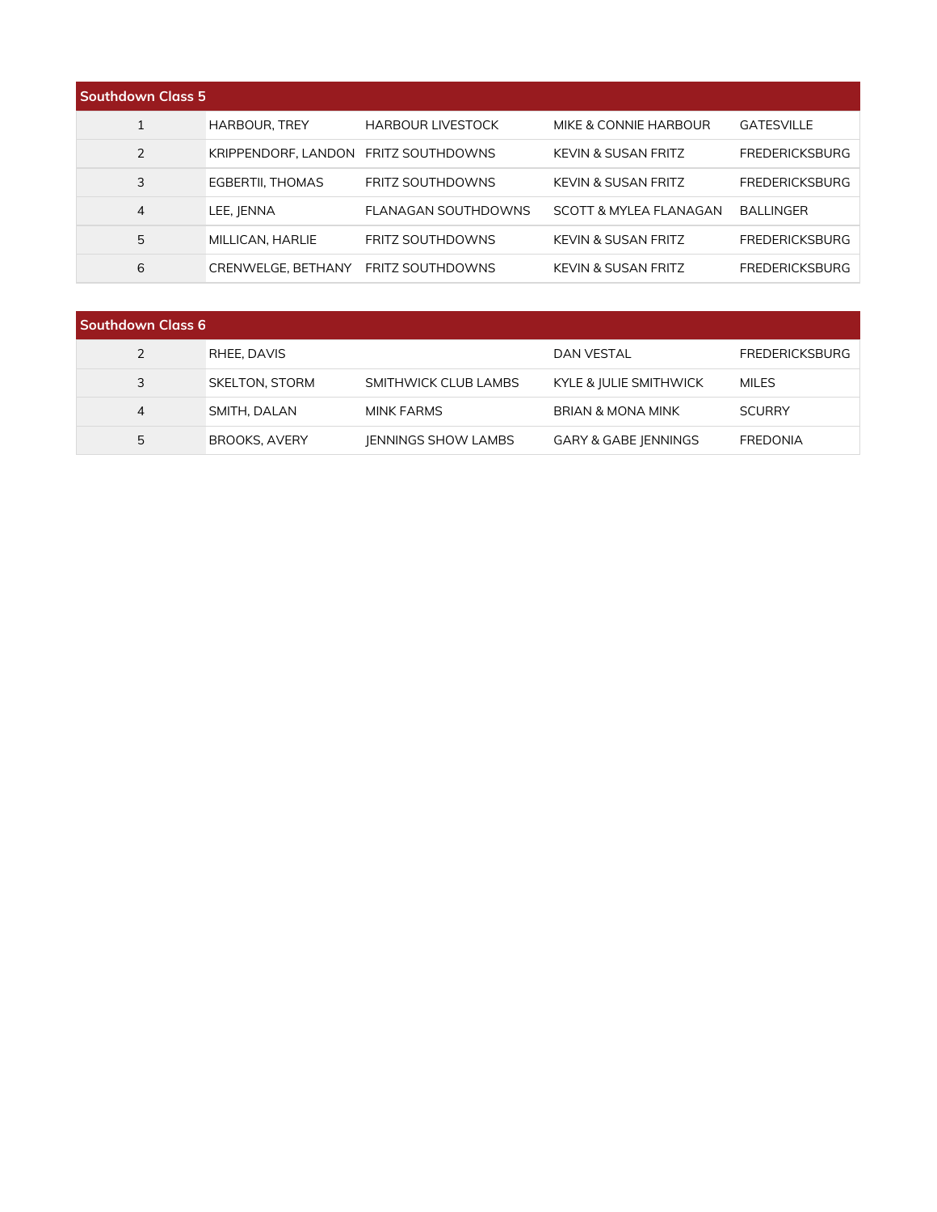## Southdown Class 5

| | | | | |
|---|---|---|---|---|
| 1 | HARBOUR, TREY | HARBOUR LIVESTOCK | MIKE & CONNIE HARBOUR | GATESVILLE |
| 2 | KRIPPENDORF, LANDON | FRITZ SOUTHDOWNS | KEVIN & SUSAN FRITZ | FREDERICKSBURG |
| 3 | EGBERTII, THOMAS | FRITZ SOUTHDOWNS | KEVIN & SUSAN FRITZ | FREDERICKSBURG |
| 4 | LEE, JENNA | FLANAGAN SOUTHDOWNS | SCOTT & MYLEA FLANAGAN | BALLINGER |
| 5 | MILLICAN, HARLIE | FRITZ SOUTHDOWNS | KEVIN & SUSAN FRITZ | FREDERICKSBURG |
| 6 | CRENWELGE, BETHANY | FRITZ SOUTHDOWNS | KEVIN & SUSAN FRITZ | FREDERICKSBURG |

## Southdown Class 6

| | | | | |
|---|---|---|---|---|
| 2 | RHEE, DAVIS | | DAN VESTAL | FREDERICKSBURG |
| 3 | SKELTON, STORM | SMITHWICK CLUB LAMBS | KYLE & JULIE SMITHWICK | MILES |
| 4 | SMITH, DALAN | MINK FARMS | BRIAN & MONA MINK | SCURRY |
| 5 | BROOKS, AVERY | JENNINGS SHOW LAMBS | GARY & GABE JENNINGS | FREDONIA |